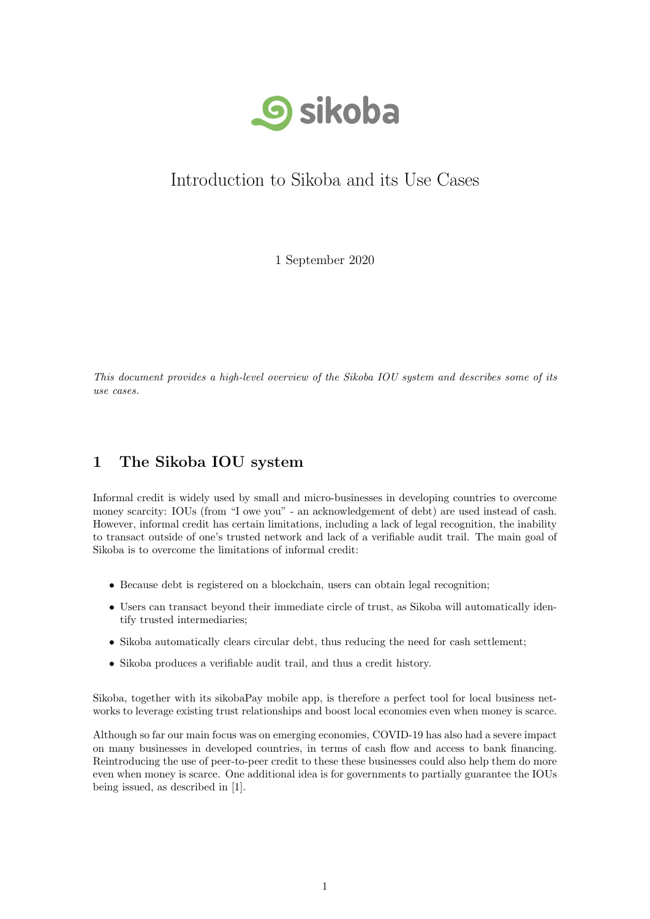sikoba

# Introduction to Sikoba and its Use Cases

1 September 2020

*This document provides a high-level overview of the Sikoba IOU system and describes some of its use cases.*

## 1 The Sikoba IOU system

Informal credit is widely used by small and micro-businesses in developing countries to overcome money scarcity: IOUs (from "I owe you" - an acknowledgement of debt) are used instead of cash. However, informal credit has certain limitations, including a lack of legal recognition, the inability to transact outside of one's trusted network and lack of a verifiable audit trail. The main goal of Sikoba is to overcome the limitations of informal credit:

- Because debt is registered on a blockchain, users can obtain legal recognition;
- Users can transact beyond their immediate circle of trust, as Sikoba will automatically identify trusted intermediaries;
- Sikoba automatically clears circular debt, thus reducing the need for cash settlement;
- Sikoba produces a verifiable audit trail, and thus a credit history.

Sikoba, together with its sikobaPay mobile app, is therefore a perfect tool for local business networks to leverage existing trust relationships and boost local economies even when money is scarce.

Although so far our main focus was on emerging economies, COVID-19 has also had a severe impact on many businesses in developed countries, in terms of cash flow and access to bank financing. Reintroducing the use of peer-to-peer credit to these these businesses could also help them do more even when money is scarce. One additional idea is for governments to partially guarantee the IOUs being issued, as described in [1].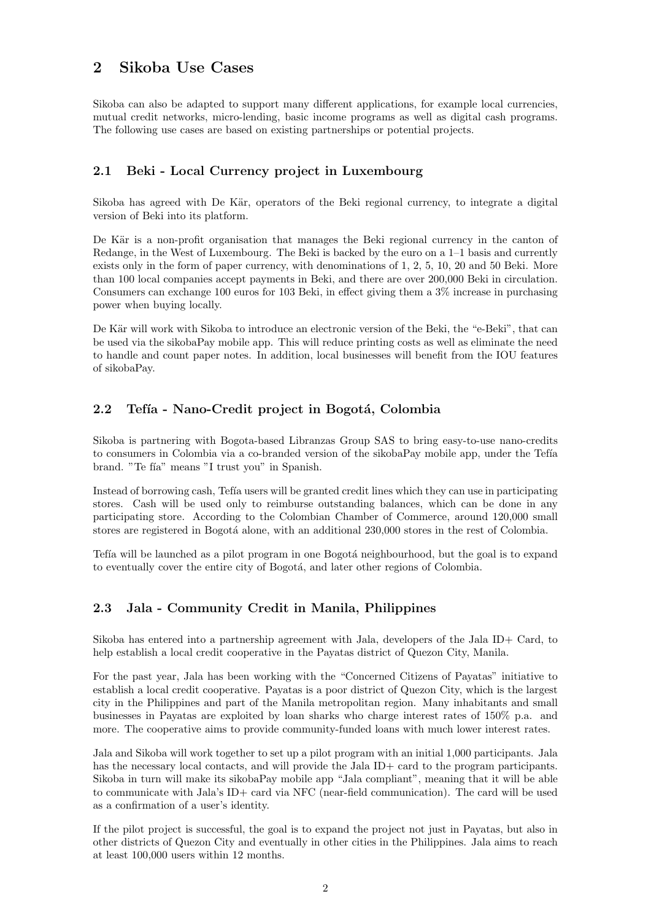## 2 Sikoba Use Cases

Sikoba can also be adapted to support many different applications, for example local currencies, mutual credit networks, micro-lending, basic income programs as well as digital cash programs. The following use cases are based on existing partnerships or potential projects.

### 2.1 Beki - Local Currency project in Luxembourg

Sikoba has agreed with De Kär, operators of the Beki regional currency, to integrate a digital version of Beki into its platform.

De Kär is a non-profit organisation that manages the Beki regional currency in the canton of Redange, in the West of Luxembourg. The Beki is backed by the euro on a 1–1 basis and currently exists only in the form of paper currency, with denominations of 1, 2, 5, 10, 20 and 50 Beki. More than 100 local companies accept payments in Beki, and there are over 200,000 Beki in circulation. Consumers can exchange 100 euros for 103 Beki, in effect giving them a 3% increase in purchasing power when buying locally.

De Kär will work with Sikoba to introduce an electronic version of the Beki, the "e-Beki", that can be used via the sikobaPay mobile app. This will reduce printing costs as well as eliminate the need to handle and count paper notes. In addition, local businesses will benefit from the IOU features of sikobaPay.

### 2.2 Tefía - Nano-Credit project in Bogotá, Colombia

Sikoba is partnering with Bogota-based Libranzas Group SAS to bring easy-to-use nano-credits to consumers in Colombia via a co-branded version of the sikobaPay mobile app, under the Tefía brand. "Te fía" means "I trust you" in Spanish.

Instead of borrowing cash, Tefía users will be granted credit lines which they can use in participating stores. Cash will be used only to reimburse outstanding balances, which can be done in any participating store. According to the Colombian Chamber of Commerce, around 120,000 small stores are registered in Bogotá alone, with an additional 230,000 stores in the rest of Colombia.

Tefía will be launched as a pilot program in one Bogotá neighbourhood, but the goal is to expand to eventually cover the entire city of Bogotá, and later other regions of Colombia.

### 2.3 Jala - Community Credit in Manila, Philippines

Sikoba has entered into a partnership agreement with Jala, developers of the Jala ID+ Card, to help establish a local credit cooperative in the Payatas district of Quezon City, Manila.

For the past year, Jala has been working with the "Concerned Citizens of Payatas" initiative to establish a local credit cooperative. Payatas is a poor district of Quezon City, which is the largest city in the Philippines and part of the Manila metropolitan region. Many inhabitants and small businesses in Payatas are exploited by loan sharks who charge interest rates of 150% p.a. and more. The cooperative aims to provide community-funded loans with much lower interest rates.

Jala and Sikoba will work together to set up a pilot program with an initial 1,000 participants. Jala has the necessary local contacts, and will provide the Jala ID+ card to the program participants. Sikoba in turn will make its sikobaPay mobile app "Jala compliant", meaning that it will be able to communicate with Jala's ID+ card via NFC (near-field communication). The card will be used as a confirmation of a user's identity.

If the pilot project is successful, the goal is to expand the project not just in Payatas, but also in other districts of Quezon City and eventually in other cities in the Philippines. Jala aims to reach at least 100,000 users within 12 months.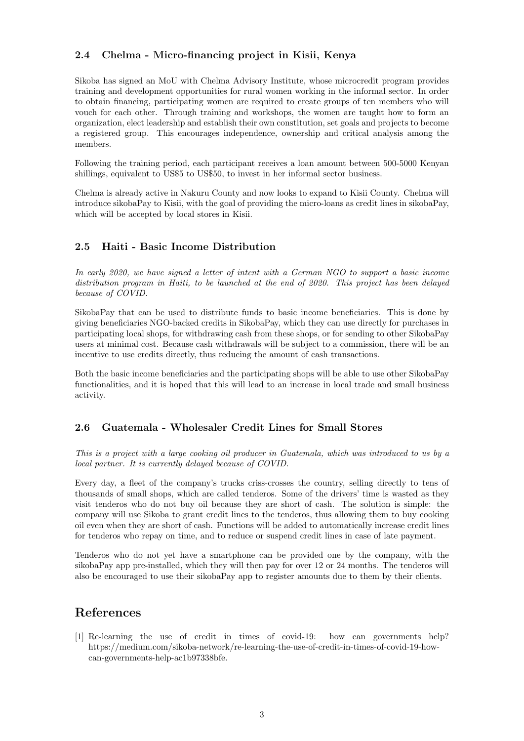### 2.4 Chelma - Micro-financing project in Kisii, Kenya

Sikoba has signed an MoU with Chelma Advisory Institute, whose microcredit program provides training and development opportunities for rural women working in the informal sector. In order to obtain financing, participating women are required to create groups of ten members who will vouch for each other. Through training and workshops, the women are taught how to form an organization, elect leadership and establish their own constitution, set goals and projects to become a registered group. This encourages independence, ownership and critical analysis among the members.

Following the training period, each participant receives a loan amount between 500-5000 Kenyan shillings, equivalent to US$5 to US$50, to invest in her informal sector business.

Chelma is already active in Nakuru County and now looks to expand to Kisii County. Chelma will introduce sikobaPay to Kisii, with the goal of providing the micro-loans as credit lines in sikobaPay, which will be accepted by local stores in Kisii.

### 2.5 Haiti - Basic Income Distribution

*In early 2020, we have signed a letter of intent with a German NGO to support a basic income distribution program in Haiti, to be launched at the end of 2020. This project has been delayed because of COVID.*

SikobaPay that can be used to distribute funds to basic income beneficiaries. This is done by giving beneficiaries NGO-backed credits in SikobaPay, which they can use directly for purchases in participating local shops, for withdrawing cash from these shops, or for sending to other SikobaPay users at minimal cost. Because cash withdrawals will be subject to a commission, there will be an incentive to use credits directly, thus reducing the amount of cash transactions.

Both the basic income beneficiaries and the participating shops will be able to use other SikobaPay functionalities, and it is hoped that this will lead to an increase in local trade and small business activity.

### 2.6 Guatemala - Wholesaler Credit Lines for Small Stores

*This is a project with a large cooking oil producer in Guatemala, which was introduced to us by a local partner. It is currently delayed because of COVID.*

Every day, a fleet of the company's trucks criss-crosses the country, selling directly to tens of thousands of small shops, which are called tenderos. Some of the drivers' time is wasted as they visit tenderos who do not buy oil because they are short of cash. The solution is simple: the company will use Sikoba to grant credit lines to the tenderos, thus allowing them to buy cooking oil even when they are short of cash. Functions will be added to automatically increase credit lines for tenderos who repay on time, and to reduce or suspend credit lines in case of late payment.

Tenderos who do not yet have a smartphone can be provided one by the company, with the sikobaPay app pre-installed, which they will then pay for over 12 or 24 months. The tenderos will also be encouraged to use their sikobaPay app to register amounts due to them by their clients.

## References

[1] Re-learning the use of credit in times of covid-19: how can governments help? https://medium.com/sikoba-network/re-learning-the-use-of-credit-in-times-of-covid-19-how-can-governments-help-ac1b97338bfe.